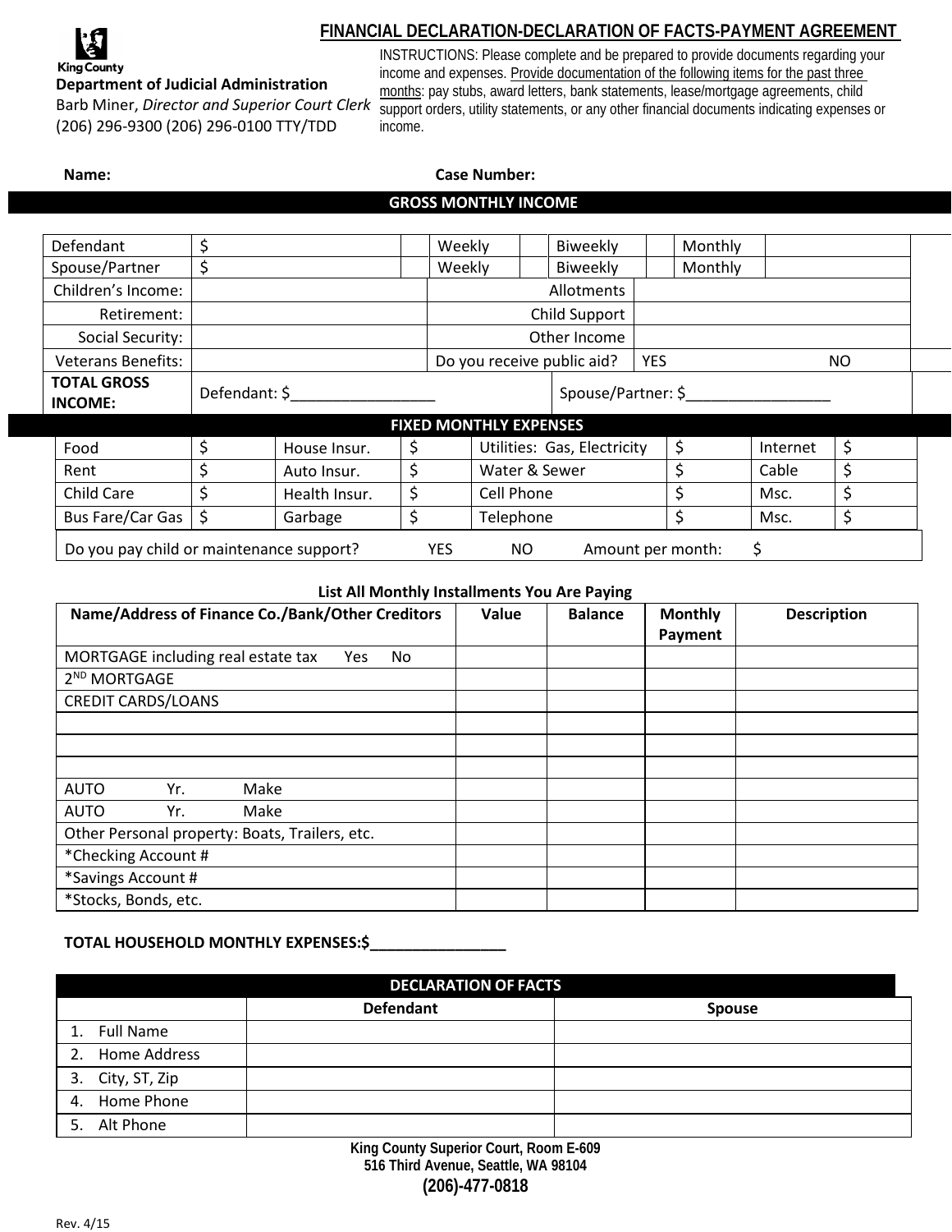King County

**Department of Judicial Administration**
Barb Miner, *Director and Superior Court Clerk*
(206) 296-9300 (206) 296-0100 TTY/TDD

# FINANCIAL DECLARATION-DECLARATION OF FACTS-PAYMENT AGREEMENT

INSTRUCTIONS: Please complete and be prepared to provide documents regarding your income and expenses. Provide documentation of the following items for the past three months: pay stubs, award letters, bank statements, lease/mortgage agreements, child support orders, utility statements, or any other financial documents indicating expenses or income.

**Name:** **Case Number:**

## GROSS MONTHLY INCOME

| | | | | | | | |
|---|---|---|---|---|---|---|---|
| Defendant | $ | | Weekly | | Biweekly | | Monthly |
| Spouse/Partner | $ | | Weekly | | Biweekly | | Monthly |
| Children's Income: | | | Allotments | | | | |
| Retirement: | | | Child Support | | | | |
| Social Security: | | | Other Income | | | | |
| Veterans Benefits: | | | Do you receive public aid? | YES | | NO | |
| **TOTAL GROSS INCOME:** | Defendant: $_________________ | | | Spouse/Partner: $_________________ | | | |

## FIXED MONTHLY EXPENSES

| | | | | | | | |
|---|---|---|---|---|---|---|---|
| Food | $ | House Insur. | $ | Utilities: Gas, Electricity | $ | Internet | $ |
| Rent | $ | Auto Insur. | $ | Water & Sewer | $ | Cable | $ |
| Child Care | $ | Health Insur. | $ | Cell Phone | $ | Msc. | $ |
| Bus Fare/Car Gas | $ | Garbage | $ | Telephone | $ | Msc. | $ |

Do you pay child or maintenance support? YES NO Amount per month: $

**List All Monthly Installments You Are Paying**

| Name/Address of Finance Co./Bank/Other Creditors | Value | Balance | Monthly Payment | Description |
|---|---|---|---|---|
| MORTGAGE including real estate tax Yes No | | | | |
| 2ND MORTGAGE | | | | |
| CREDIT CARDS/LOANS | | | | |
| | | | | |
| | | | | |
| | | | | |
| AUTO Yr. Make | | | | |
| AUTO Yr. Make | | | | |
| Other Personal property: Boats, Trailers, etc. | | | | |
| *Checking Account # | | | | |
| *Savings Account # | | | | |
| *Stocks, Bonds, etc. | | | | |

**TOTAL HOUSEHOLD MONTHLY EXPENSES:$________________**

## DECLARATION OF FACTS

| | Defendant | Spouse |
|---|---|---|
| 1. Full Name | | |
| 2. Home Address | | |
| 3. City, ST, Zip | | |
| 4. Home Phone | | |
| 5. Alt Phone | | |

**King County Superior Court, Room E-609**
**516 Third Avenue, Seattle, WA 98104**
**(206)-477-0818**

Rev. 4/15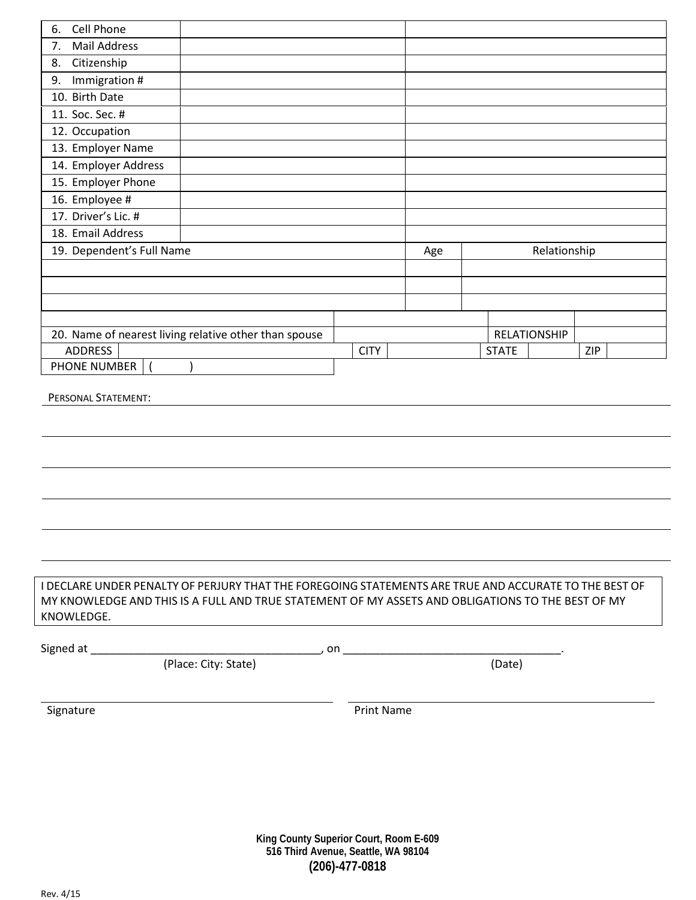| | | |
|---|---|---|
| 6. Cell Phone | | |
| 7. Mail Address | | |
| 8. Citizenship | | |
| 9. Immigration # | | |
| 10. Birth Date | | |
| 11. Soc. Sec. # | | |
| 12. Occupation | | |
| 13. Employer Name | | |
| 14. Employer Address | | |
| 15. Employer Phone | | |
| 16. Employee # | | |
| 17. Driver's Lic. # | | |
| 18. Email Address | | |

| 19. Dependent's Full Name | Age | Relationship |
|---|---|---|
| | | |
| | | |
| | | |

| | | | |
|---|---|---|---|
| | | | |
| 20. Name of nearest living relative other than spouse | | RELATIONSHIP | |

| | | | | | | | |
|---|---|---|---|---|---|---|---|
| ADDRESS | | CITY | | STATE | | ZIP | |
| PHONE NUMBER | ( ) | | | | | | |

PERSONAL STATEMENT:

_______________________________________________

_______________________________________________

_______________________________________________

_______________________________________________

_______________________________________________

_______________________________________________

I DECLARE UNDER PENALTY OF PERJURY THAT THE FOREGOING STATEMENTS ARE TRUE AND ACCURATE TO THE BEST OF MY KNOWLEDGE AND THIS IS A FULL AND TRUE STATEMENT OF MY ASSETS AND OBLIGATIONS TO THE BEST OF MY KNOWLEDGE.

Signed at ____________________________________, on __________________________________.
(Place: City: State) (Date)

_______________________________ _______________________________
Signature Print Name

**King County Superior Court, Room E-609**
**516 Third Avenue, Seattle, WA 98104**
**(206)-477-0818**

Rev. 4/15